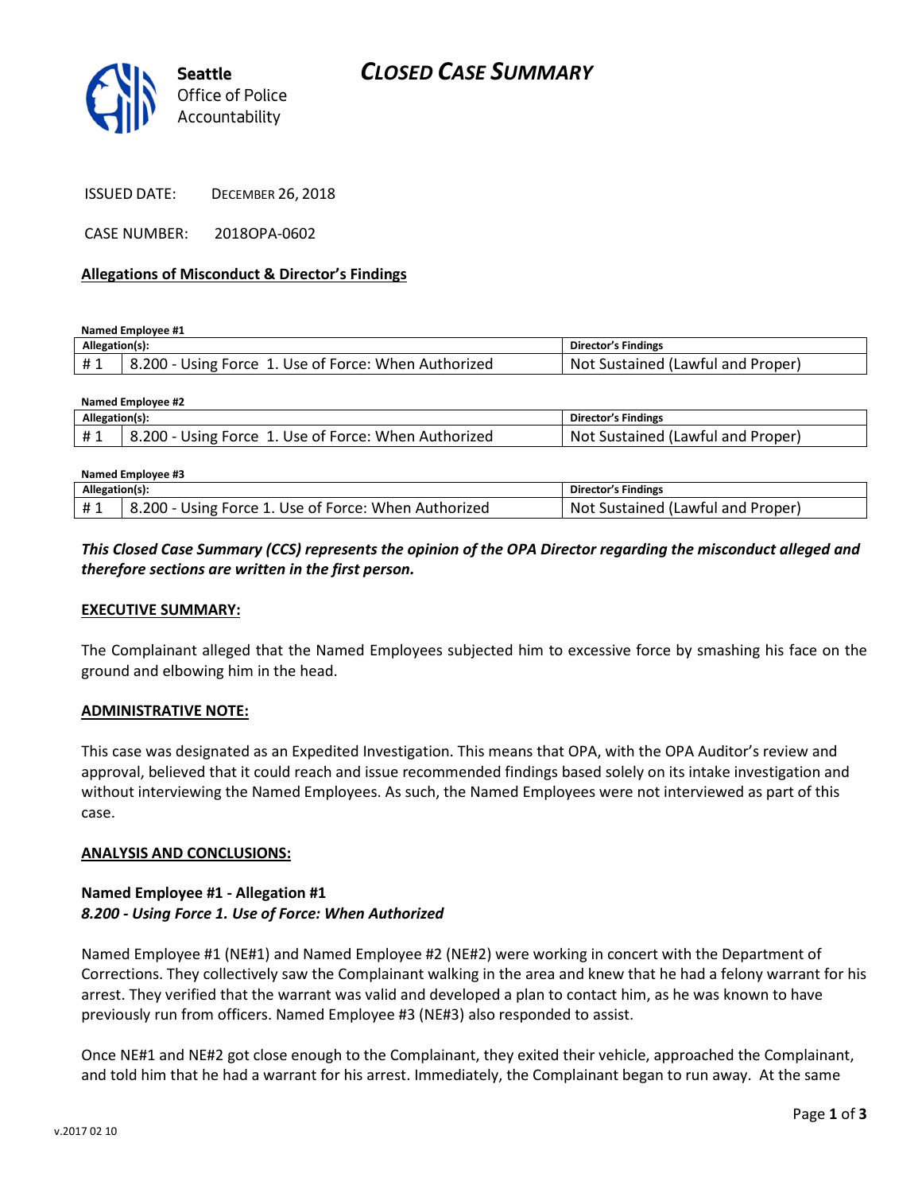**Seattle**
Office of Police
Accountability

# CLOSED CASE SUMMARY

ISSUED DATE: DECEMBER 26, 2018

CASE NUMBER: 2018OPA-0602

**Allegations of Misconduct & Director's Findings**

**Named Employee #1**

| Allegation(s): | | Director's Findings |
|---|---|---|
| # 1 | 8.200 - Using Force 1. Use of Force: When Authorized | Not Sustained (Lawful and Proper) |

**Named Employee #2**

| Allegation(s): | | Director's Findings |
|---|---|---|
| # 1 | 8.200 - Using Force 1. Use of Force: When Authorized | Not Sustained (Lawful and Proper) |

**Named Employee #3**

| Allegation(s): | | Director's Findings |
|---|---|---|
| # 1 | 8.200 - Using Force 1. Use of Force: When Authorized | Not Sustained (Lawful and Proper) |

***This Closed Case Summary (CCS) represents the opinion of the OPA Director regarding the misconduct alleged and therefore sections are written in the first person.***

**EXECUTIVE SUMMARY:**

The Complainant alleged that the Named Employees subjected him to excessive force by smashing his face on the ground and elbowing him in the head.

**ADMINISTRATIVE NOTE:**

This case was designated as an Expedited Investigation. This means that OPA, with the OPA Auditor's review and approval, believed that it could reach and issue recommended findings based solely on its intake investigation and without interviewing the Named Employees. As such, the Named Employees were not interviewed as part of this case.

**ANALYSIS AND CONCLUSIONS:**

**Named Employee #1 - Allegation #1**
***8.200 - Using Force 1. Use of Force: When Authorized***

Named Employee #1 (NE#1) and Named Employee #2 (NE#2) were working in concert with the Department of Corrections. They collectively saw the Complainant walking in the area and knew that he had a felony warrant for his arrest. They verified that the warrant was valid and developed a plan to contact him, as he was known to have previously run from officers. Named Employee #3 (NE#3) also responded to assist.

Once NE#1 and NE#2 got close enough to the Complainant, they exited their vehicle, approached the Complainant, and told him that he had a warrant for his arrest. Immediately, the Complainant began to run away. At the same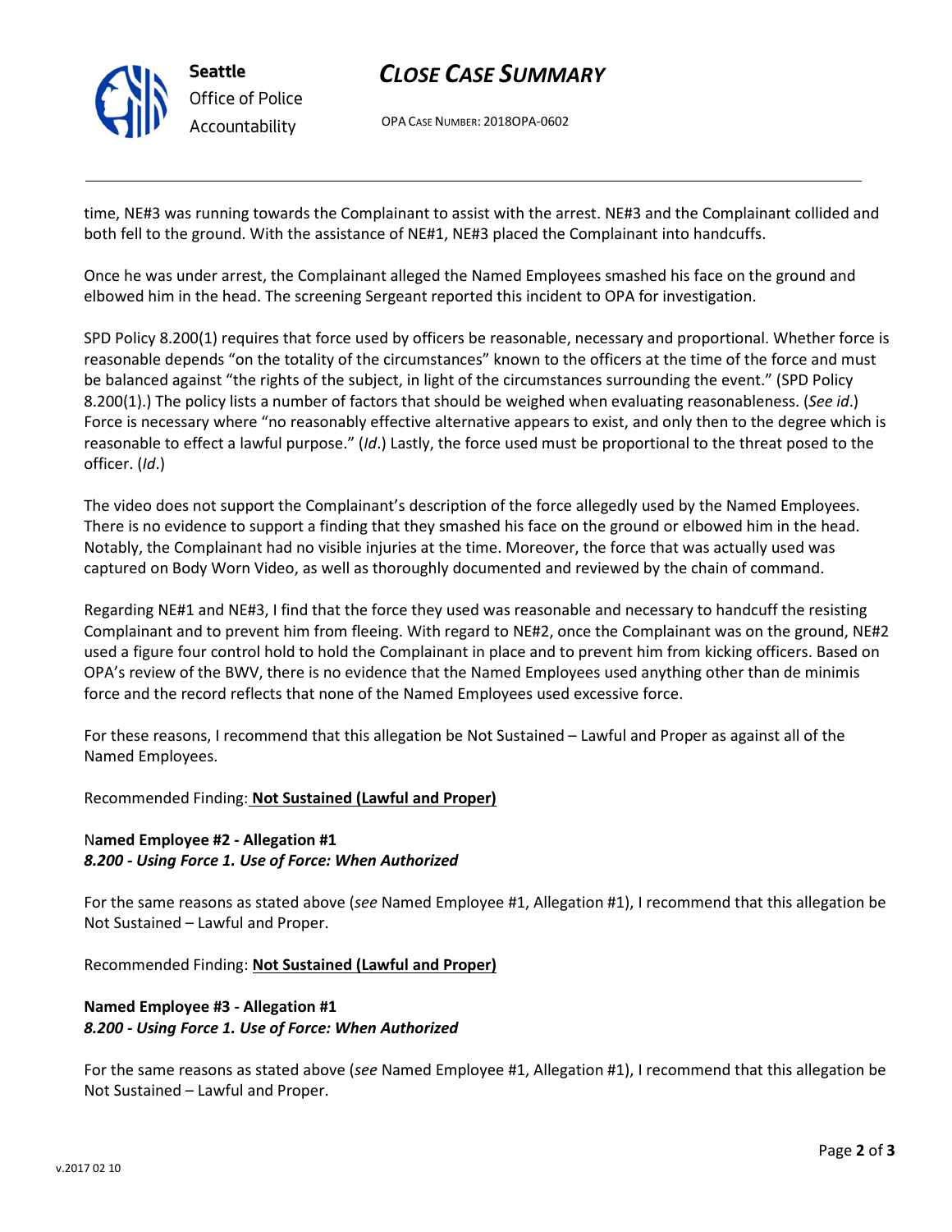time, NE#3 was running towards the Complainant to assist with the arrest. NE#3 and the Complainant collided and both fell to the ground. With the assistance of NE#1, NE#3 placed the Complainant into handcuffs.

Once he was under arrest, the Complainant alleged the Named Employees smashed his face on the ground and elbowed him in the head. The screening Sergeant reported this incident to OPA for investigation.

SPD Policy 8.200(1) requires that force used by officers be reasonable, necessary and proportional. Whether force is reasonable depends "on the totality of the circumstances" known to the officers at the time of the force and must be balanced against "the rights of the subject, in light of the circumstances surrounding the event." (SPD Policy 8.200(1).) The policy lists a number of factors that should be weighed when evaluating reasonableness. (*See id*.) Force is necessary where "no reasonably effective alternative appears to exist, and only then to the degree which is reasonable to effect a lawful purpose." (*Id*.) Lastly, the force used must be proportional to the threat posed to the officer. (*Id*.)

The video does not support the Complainant's description of the force allegedly used by the Named Employees. There is no evidence to support a finding that they smashed his face on the ground or elbowed him in the head. Notably, the Complainant had no visible injuries at the time. Moreover, the force that was actually used was captured on Body Worn Video, as well as thoroughly documented and reviewed by the chain of command.

Regarding NE#1 and NE#3, I find that the force they used was reasonable and necessary to handcuff the resisting Complainant and to prevent him from fleeing. With regard to NE#2, once the Complainant was on the ground, NE#2 used a figure four control hold to hold the Complainant in place and to prevent him from kicking officers. Based on OPA's review of the BWV, there is no evidence that the Named Employees used anything other than de minimis force and the record reflects that none of the Named Employees used excessive force.

For these reasons, I recommend that this allegation be Not Sustained – Lawful and Proper as against all of the Named Employees.

Recommended Finding: **Not Sustained (Lawful and Proper)**

**Named Employee #2 - Allegation #1**
***8.200 - Using Force 1. Use of Force: When Authorized***

For the same reasons as stated above (*see* Named Employee #1, Allegation #1), I recommend that this allegation be Not Sustained – Lawful and Proper.

Recommended Finding: **Not Sustained (Lawful and Proper)**

**Named Employee #3 - Allegation #1**
***8.200 - Using Force 1. Use of Force: When Authorized***

For the same reasons as stated above (*see* Named Employee #1, Allegation #1), I recommend that this allegation be Not Sustained – Lawful and Proper.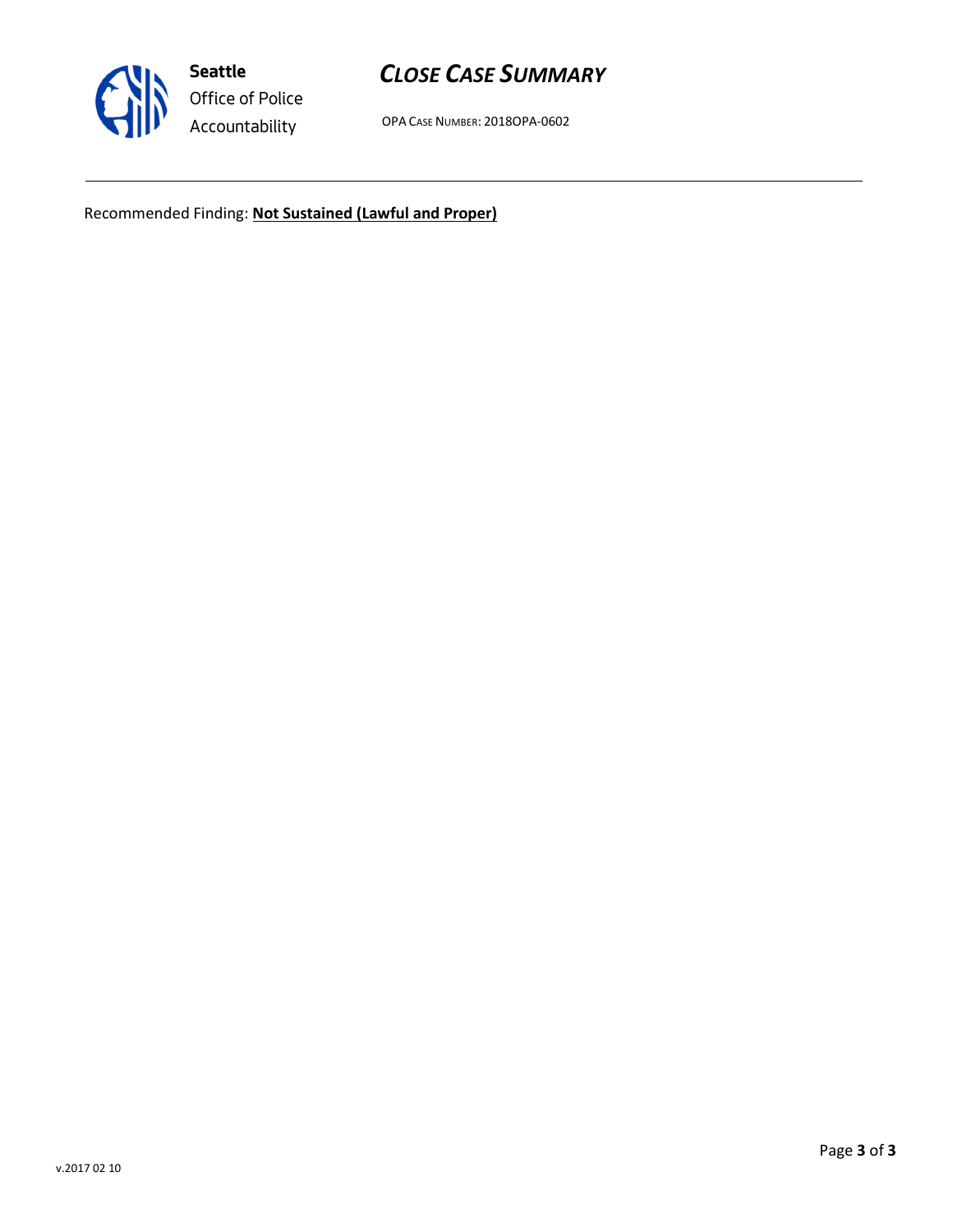Recommended Finding: **Not Sustained (Lawful and Proper)**